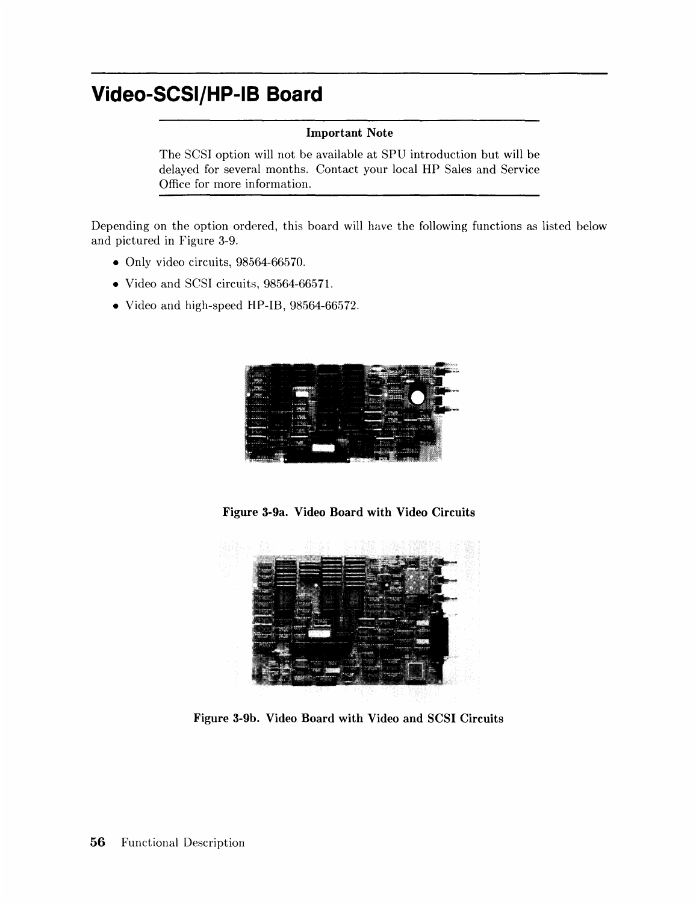# Video-SCSI/HP-IB Board

**Important Note**

The SCSI option will not be available at SPU introduction but will be delayed for several months. Contact your local HP Sales and Service Office for more information.

Depending on the option ordered, this board will have the following functions as listed below and pictured in Figure 3-9.

- Only video circuits, 98564-66570.
- Video and SCSI circuits, 98564-66571.
- Video and high-speed HP-IB, 98564-66572.

**Figure 3-9a. Video Board with Video Circuits**

**Figure 3-9b. Video Board with Video and SCSI Circuits**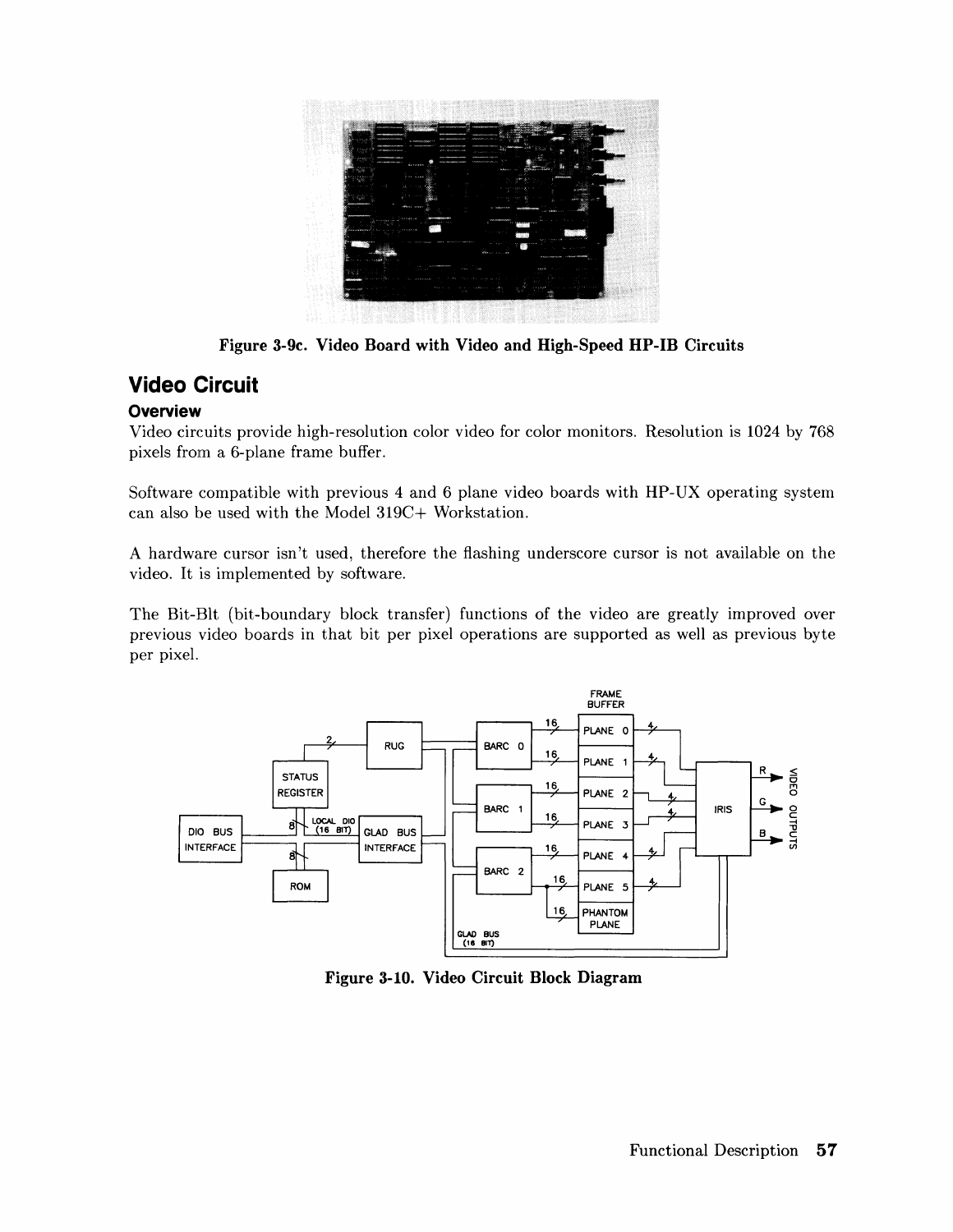Figure 3-9c. Video Board with Video and High-Speed HP-IB Circuits

## Video Circuit

### Overview

Video circuits provide high-resolution color video for color monitors. Resolution is 1024 by 768 pixels from a 6-plane frame buffer.

Software compatible with previous 4 and 6 plane video boards with HP-UX operating system can also be used with the Model 319C+ Workstation.

A hardware cursor isn't used, therefore the flashing underscore cursor is not available on the video. It is implemented by software.

The Bit-Blt (bit-boundary block transfer) functions of the video are greatly improved over previous video boards in that bit per pixel operations are supported as well as previous byte per pixel.

Figure 3-10. Video Circuit Block Diagram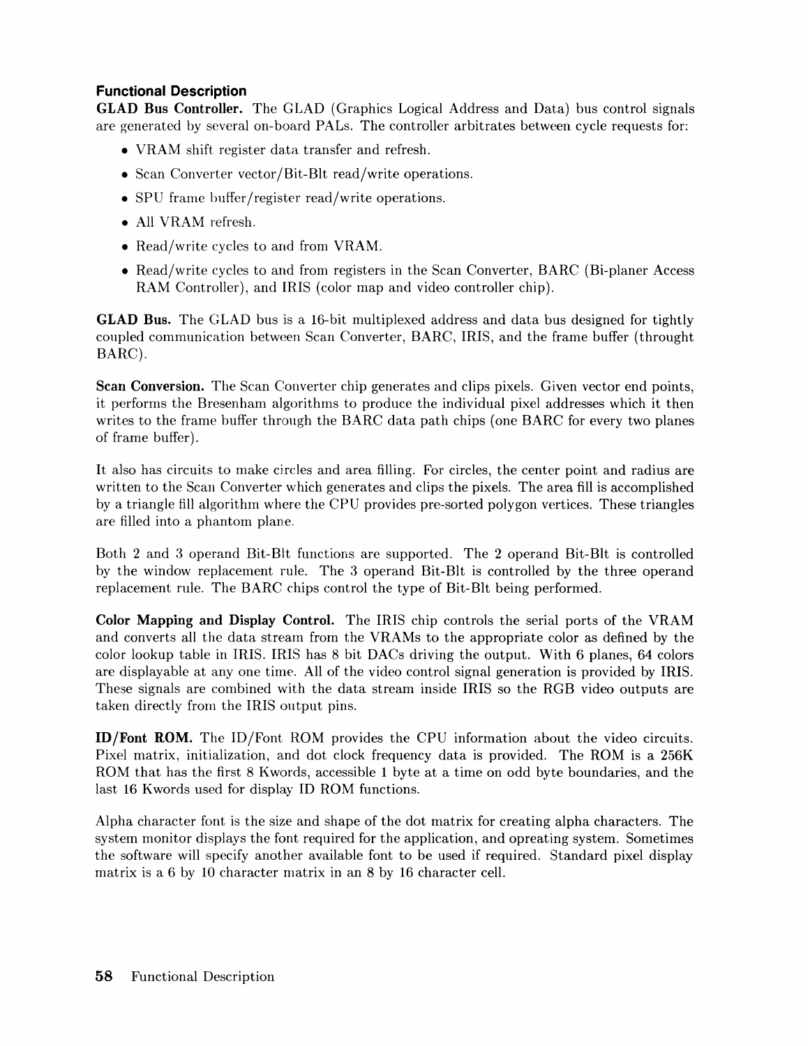### Functional Description

**GLAD Bus Controller.** The GLAD (Graphics Logical Address and Data) bus control signals are generated by several on-board PALs. The controller arbitrates between cycle requests for:

- VRAM shift register data transfer and refresh.
- Scan Converter vector/Bit-Blt read/write operations.
- SPU frame buffer/register read/write operations.
- All VRAM refresh.
- Read/write cycles to and from VRAM.
- Read/write cycles to and from registers in the Scan Converter, BARC (Bi-planer Access RAM Controller), and IRIS (color map and video controller chip).

**GLAD Bus.** The GLAD bus is a 16-bit multiplexed address and data bus designed for tightly coupled communication between Scan Converter, BARC, IRIS, and the frame buffer (throught BARC).

**Scan Conversion.** The Scan Converter chip generates and clips pixels. Given vector end points, it performs the Bresenham algorithms to produce the individual pixel addresses which it then writes to the frame buffer through the BARC data path chips (one BARC for every two planes of frame buffer).

It also has circuits to make circles and area filling. For circles, the center point and radius are written to the Scan Converter which generates and clips the pixels. The area fill is accomplished by a triangle fill algorithm where the CPU provides pre-sorted polygon vertices. These triangles are filled into a phantom plane.

Both 2 and 3 operand Bit-Blt functions are supported. The 2 operand Bit-Blt is controlled by the window replacement rule. The 3 operand Bit-Blt is controlled by the three operand replacement rule. The BARC chips control the type of Bit-Blt being performed.

**Color Mapping and Display Control.** The IRIS chip controls the serial ports of the VRAM and converts all the data stream from the VRAMs to the appropriate color as defined by the color lookup table in IRIS. IRIS has 8 bit DACs driving the output. With 6 planes, 64 colors are displayable at any one time. All of the video control signal generation is provided by IRIS. These signals are combined with the data stream inside IRIS so the RGB video outputs are taken directly from the IRIS output pins.

**ID/Font ROM.** The ID/Font ROM provides the CPU information about the video circuits. Pixel matrix, initialization, and dot clock frequency data is provided. The ROM is a 256K ROM that has the first 8 Kwords, accessible 1 byte at a time on odd byte boundaries, and the last 16 Kwords used for display ID ROM functions.

Alpha character font is the size and shape of the dot matrix for creating alpha characters. The system monitor displays the font required for the application, and opreating system. Sometimes the software will specify another available font to be used if required. Standard pixel display matrix is a 6 by 10 character matrix in an 8 by 16 character cell.